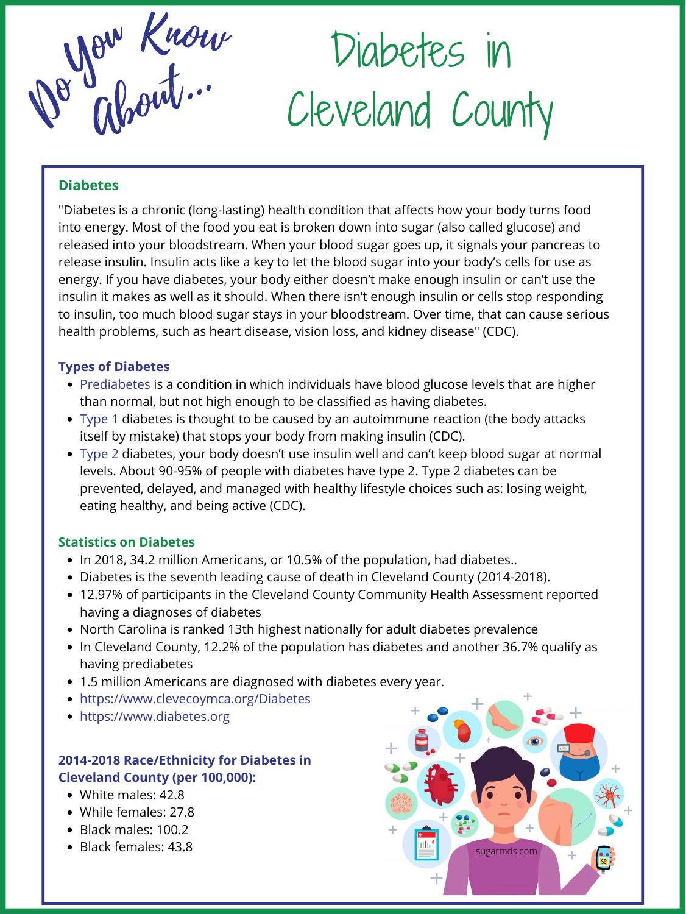# Do You Know About...

# Diabetes in Cleveland County

## Diabetes

"Diabetes is a chronic (long-lasting) health condition that affects how your body turns food into energy. Most of the food you eat is broken down into sugar (also called glucose) and released into your bloodstream. When your blood sugar goes up, it signals your pancreas to release insulin. Insulin acts like a key to let the blood sugar into your body's cells for use as energy. If you have diabetes, your body either doesn't make enough insulin or can't use the insulin it makes as well as it should. When there isn't enough insulin or cells stop responding to insulin, too much blood sugar stays in your bloodstream. Over time, that can cause serious health problems, such as heart disease, vision loss, and kidney disease" (CDC).

## Types of Diabetes

- Prediabetes is a condition in which individuals have blood glucose levels that are higher than normal, but not high enough to be classified as having diabetes.
- Type 1 diabetes is thought to be caused by an autoimmune reaction (the body attacks itself by mistake) that stops your body from making insulin (CDC).
- Type 2 diabetes, your body doesn't use insulin well and can't keep blood sugar at normal levels. About 90-95% of people with diabetes have type 2. Type 2 diabetes can be prevented, delayed, and managed with healthy lifestyle choices such as: losing weight, eating healthy, and being active (CDC).

## Statistics on Diabetes

- In 2018, 34.2 million Americans, or 10.5% of the population, had diabetes..
- Diabetes is the seventh leading cause of death in Cleveland County (2014-2018).
- 12.97% of participants in the Cleveland County Community Health Assessment reported having a diagnoses of diabetes
- North Carolina is ranked 13th highest nationally for adult diabetes prevalence
- In Cleveland County, 12.2% of the population has diabetes and another 36.7% qualify as having prediabetes
- 1.5 million Americans are diagnosed with diabetes every year.
- https://www.clevecoymca.org/Diabetes
- https://www.diabetes.org

## 2014-2018 Race/Ethnicity for Diabetes in Cleveland County (per 100,000):

- White males: 42.8
- While females: 27.8
- Black males: 100.2
- Black females: 43.8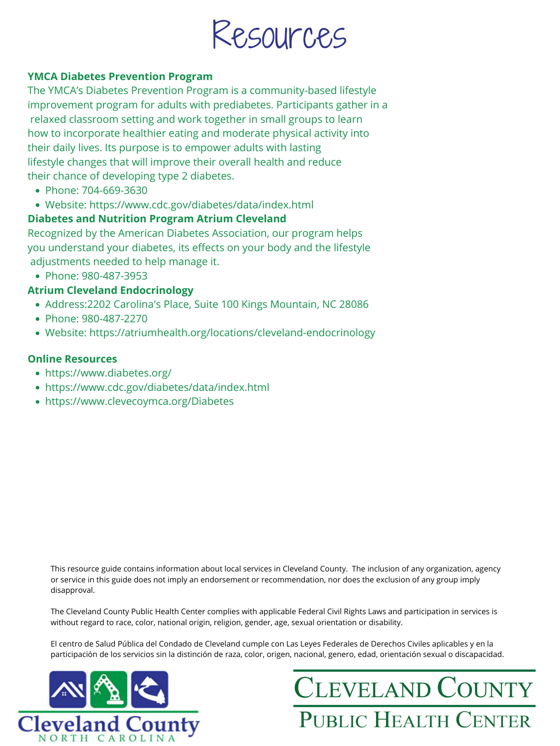# Resources

**YMCA Diabetes Prevention Program**

The YMCA's Diabetes Prevention Program is a community-based lifestyle improvement program for adults with prediabetes. Participants gather in a relaxed classroom setting and work together in small groups to learn how to incorporate healthier eating and moderate physical activity into their daily lives. Its purpose is to empower adults with lasting lifestyle changes that will improve their overall health and reduce their chance of developing type 2 diabetes.

- Phone: 704-669-3630
- Website: https://www.cdc.gov/diabetes/data/index.html

**Diabetes and Nutrition Program Atrium Cleveland**

Recognized by the American Diabetes Association, our program helps you understand your diabetes, its effects on your body and the lifestyle adjustments needed to help manage it.

- Phone: 980-487-3953

**Atrium Cleveland Endocrinology**

- Address:2202 Carolina's Place, Suite 100 Kings Mountain, NC 28086
- Phone: 980-487-2270
- Website: https://atriumhealth.org/locations/cleveland-endocrinology

**Online Resources**

- https://www.diabetes.org/
- https://www.cdc.gov/diabetes/data/index.html
- https://www.clevecoymca.org/Diabetes

This resource guide contains information about local services in Cleveland County. The inclusion of any organization, agency or service in this guide does not imply an endorsement or recommendation, nor does the exclusion of any group imply disapproval.

The Cleveland County Public Health Center complies with applicable Federal Civil Rights Laws and participation in services is without regard to race, color, national origin, religion, gender, age, sexual orientation or disability.

El centro de Salud Pública del Condado de Cleveland cumple con Las Leyes Federales de Derechos Civiles aplicables y en la participación de los servicios sin la distinción de raza, color, origen, nacional, genero, edad, orientación sexual o discapacidad.

Cleveland County
NORTH CAROLINA

Cleveland County
Public Health Center